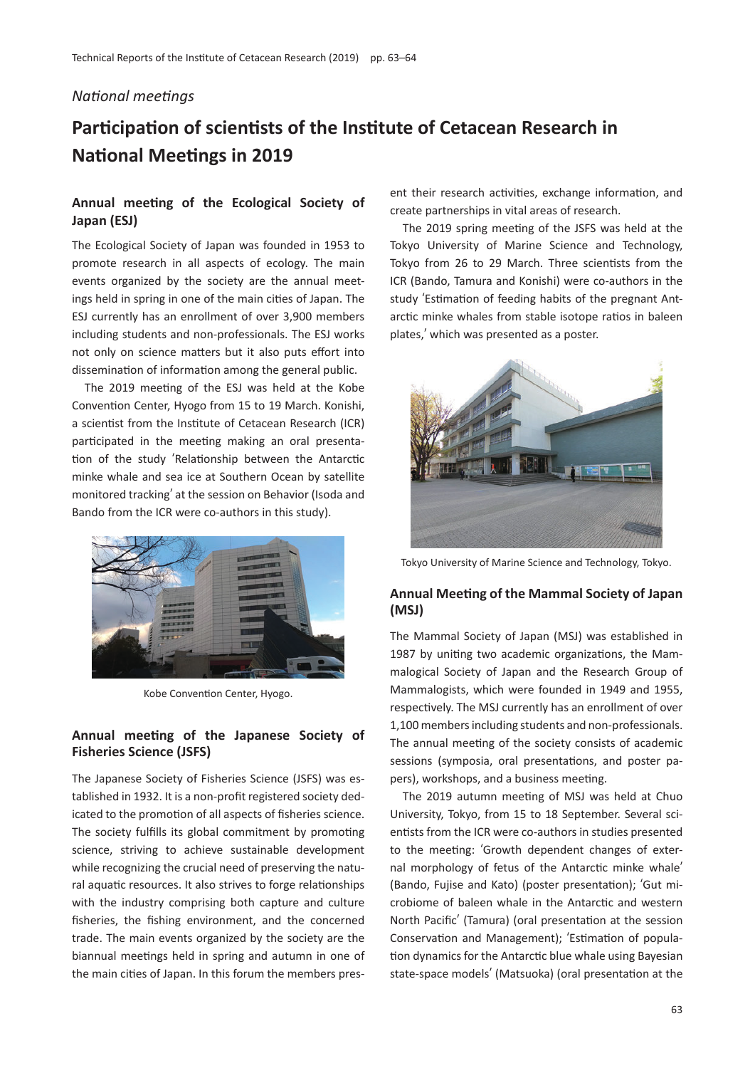*National meetings*

# Participation of scientists of the Institute of Cetacean Research in National Meetings in 2019

## Annual meeting of the Ecological Society of Japan (ESJ)

The Ecological Society of Japan was founded in 1953 to promote research in all aspects of ecology. The main events organized by the society are the annual meetings held in spring in one of the main cities of Japan. The ESJ currently has an enrollment of over 3,900 members including students and non-professionals. The ESJ works not only on science matters but it also puts effort into dissemination of information among the general public.

The 2019 meeting of the ESJ was held at the Kobe Convention Center, Hyogo from 15 to 19 March. Konishi, a scientist from the Institute of Cetacean Research (ICR) participated in the meeting making an oral presentation of the study 'Relationship between the Antarctic minke whale and sea ice at Southern Ocean by satellite monitored tracking' at the session on Behavior (Isoda and Bando from the ICR were co-authors in this study).

Kobe Convention Center, Hyogo.

## Annual meeting of the Japanese Society of Fisheries Science (JSFS)

The Japanese Society of Fisheries Science (JSFS) was established in 1932. It is a non-profit registered society dedicated to the promotion of all aspects of fisheries science. The society fulfills its global commitment by promoting science, striving to achieve sustainable development while recognizing the crucial need of preserving the natural aquatic resources. It also strives to forge relationships with the industry comprising both capture and culture fisheries, the fishing environment, and the concerned trade. The main events organized by the society are the biannual meetings held in spring and autumn in one of the main cities of Japan. In this forum the members present their research activities, exchange information, and create partnerships in vital areas of research.

The 2019 spring meeting of the JSFS was held at the Tokyo University of Marine Science and Technology, Tokyo from 26 to 29 March. Three scientists from the ICR (Bando, Tamura and Konishi) were co-authors in the study 'Estimation of feeding habits of the pregnant Antarctic minke whales from stable isotope ratios in baleen plates,' which was presented as a poster.

Tokyo University of Marine Science and Technology, Tokyo.

## Annual Meeting of the Mammal Society of Japan (MSJ)

The Mammal Society of Japan (MSJ) was established in 1987 by uniting two academic organizations, the Mammalogical Society of Japan and the Research Group of Mammalogists, which were founded in 1949 and 1955, respectively. The MSJ currently has an enrollment of over 1,100 members including students and non-professionals. The annual meeting of the society consists of academic sessions (symposia, oral presentations, and poster papers), workshops, and a business meeting.

The 2019 autumn meeting of MSJ was held at Chuo University, Tokyo, from 15 to 18 September. Several scientists from the ICR were co-authors in studies presented to the meeting: 'Growth dependent changes of external morphology of fetus of the Antarctic minke whale' (Bando, Fujise and Kato) (poster presentation); 'Gut microbiome of baleen whale in the Antarctic and western North Pacific' (Tamura) (oral presentation at the session Conservation and Management); 'Estimation of population dynamics for the Antarctic blue whale using Bayesian state-space models' (Matsuoka) (oral presentation at the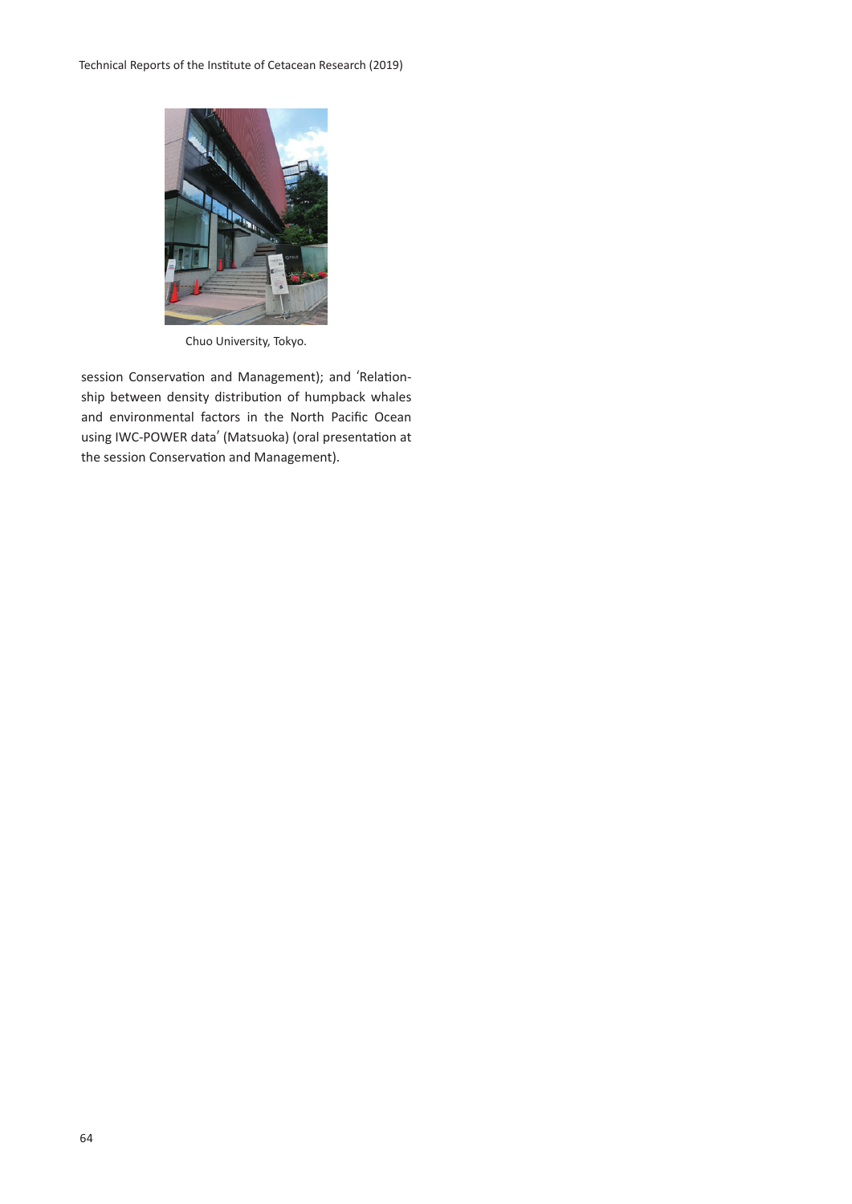Chuo University, Tokyo.

session Conservation and Management); and 'Relationship between density distribution of humpback whales and environmental factors in the North Pacific Ocean using IWC-POWER data' (Matsuoka) (oral presentation at the session Conservation and Management).